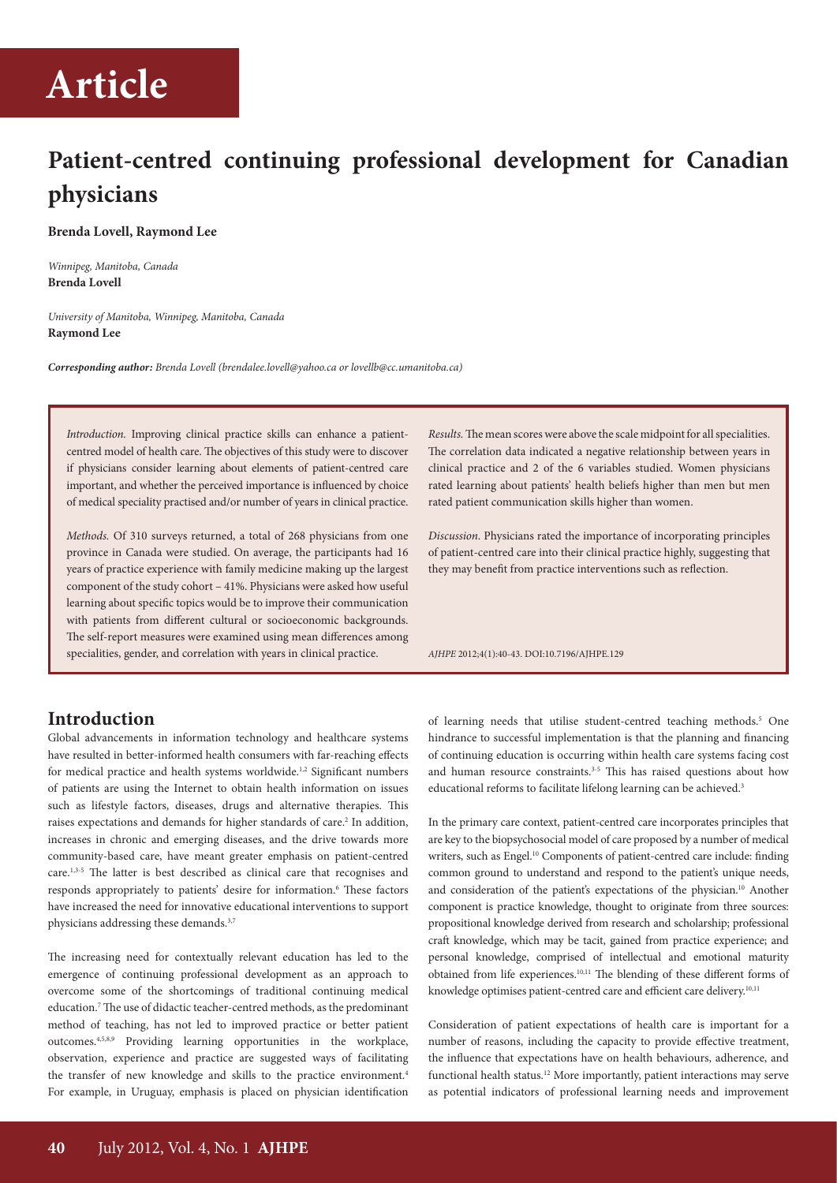# Article

## Patient-centred continuing professional development for Canadian physicians

**Brenda Lovell, Raymond Lee**

*Winnipeg, Manitoba, Canada*
**Brenda Lovell**

*University of Manitoba, Winnipeg, Manitoba, Canada*
**Raymond Lee**

***Corresponding author:*** *Brenda Lovell (brendalee.lovell@yahoo.ca or lovellb@cc.umanitoba.ca)*

*Introduction.* Improving clinical practice skills can enhance a patient-centred model of health care. The objectives of this study were to discover if physicians consider learning about elements of patient-centred care important, and whether the perceived importance is influenced by choice of medical speciality practised and/or number of years in clinical practice.

*Methods.* Of 310 surveys returned, a total of 268 physicians from one province in Canada were studied. On average, the participants had 16 years of practice experience with family medicine making up the largest component of the study cohort – 41%. Physicians were asked how useful learning about specific topics would be to improve their communication with patients from different cultural or socioeconomic backgrounds. The self-report measures were examined using mean differences among specialities, gender, and correlation with years in clinical practice.

*Results.* The mean scores were above the scale midpoint for all specialities. The correlation data indicated a negative relationship between years in clinical practice and 2 of the 6 variables studied. Women physicians rated learning about patients' health beliefs higher than men but men rated patient communication skills higher than women.

*Discussion.* Physicians rated the importance of incorporating principles of patient-centred care into their clinical practice highly, suggesting that they may benefit from practice interventions such as reflection.

*AJHPE* 2012;4(1):40-43. DOI:10.7196/AJHPE.129

## Introduction

Global advancements in information technology and healthcare systems have resulted in better-informed health consumers with far-reaching effects for medical practice and health systems worldwide.[1,2] Significant numbers of patients are using the Internet to obtain health information on issues such as lifestyle factors, diseases, drugs and alternative therapies. This raises expectations and demands for higher standards of care.[2] In addition, increases in chronic and emerging diseases, and the drive towards more community-based care, have meant greater emphasis on patient-centred care.[1,3-5] The latter is best described as clinical care that recognises and responds appropriately to patients' desire for information.[6] These factors have increased the need for innovative educational interventions to support physicians addressing these demands.[3,7]

The increasing need for contextually relevant education has led to the emergence of continuing professional development as an approach to overcome some of the shortcomings of traditional continuing medical education.[7] The use of didactic teacher-centred methods, as the predominant method of teaching, has not led to improved practice or better patient outcomes.[4,5,8,9] Providing learning opportunities in the workplace, observation, experience and practice are suggested ways of facilitating the transfer of new knowledge and skills to the practice environment.[4] For example, in Uruguay, emphasis is placed on physician identification of learning needs that utilise student-centred teaching methods.[5] One hindrance to successful implementation is that the planning and financing of continuing education is occurring within health care systems facing cost and human resource constraints.[3-5] This has raised questions about how educational reforms to facilitate lifelong learning can be achieved.[3]

In the primary care context, patient-centred care incorporates principles that are key to the biopsychosocial model of care proposed by a number of medical writers, such as Engel.[10] Components of patient-centred care include: finding common ground to understand and respond to the patient's unique needs, and consideration of the patient's expectations of the physician.[10] Another component is practice knowledge, thought to originate from three sources: propositional knowledge derived from research and scholarship; professional craft knowledge, which may be tacit, gained from practice experience; and personal knowledge, comprised of intellectual and emotional maturity obtained from life experiences.[10,11] The blending of these different forms of knowledge optimises patient-centred care and efficient care delivery.[10,11]

Consideration of patient expectations of health care is important for a number of reasons, including the capacity to provide effective treatment, the influence that expectations have on health behaviours, adherence, and functional health status.[12] More importantly, patient interactions may serve as potential indicators of professional learning needs and improvement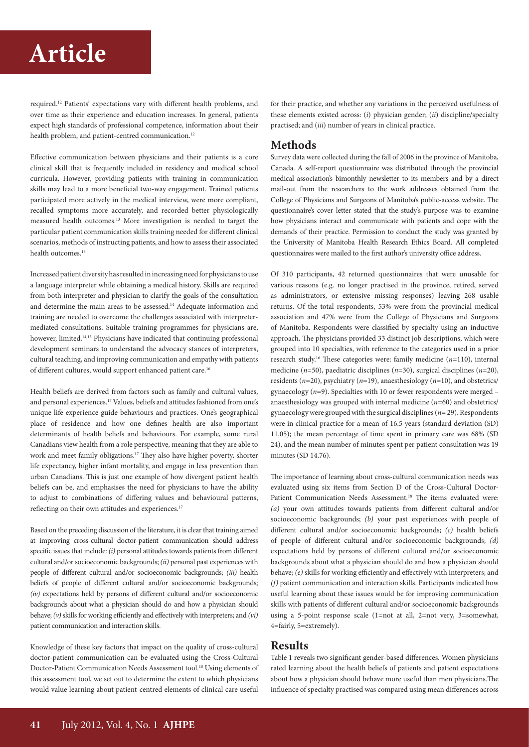required.[12] Patients' expectations vary with different health problems, and over time as their experience and education increases. In general, patients expect high standards of professional competence, information about their health problem, and patient-centred communication.[12]

Effective communication between physicians and their patients is a core clinical skill that is frequently included in residency and medical school curricula. However, providing patients with training in communication skills may lead to a more beneficial two-way engagement. Trained patients participated more actively in the medical interview, were more compliant, recalled symptoms more accurately, and recorded better physiologically measured health outcomes.[13] More investigation is needed to target the particular patient communication skills training needed for different clinical scenarios, methods of instructing patients, and how to assess their associated health outcomes.[13]

Increased patient diversity has resulted in increasing need for physicians to use a language interpreter while obtaining a medical history. Skills are required from both interpreter and physician to clarify the goals of the consultation and determine the main areas to be assessed.[14] Adequate information and training are needed to overcome the challenges associated with interpreter-mediated consultations. Suitable training programmes for physicians are, however, limited.[14,15] Physicians have indicated that continuing professional development seminars to understand the advocacy stances of interpreters, cultural teaching, and improving communication and empathy with patients of different cultures, would support enhanced patient care.[16]

Health beliefs are derived from factors such as family and cultural values, and personal experiences.[17] Values, beliefs and attitudes fashioned from one's unique life experience guide behaviours and practices. One's geographical place of residence and how one defines health are also important determinants of health beliefs and behaviours. For example, some rural Canadians view health from a role perspective, meaning that they are able to work and meet family obligations.[17] They also have higher poverty, shorter life expectancy, higher infant mortality, and engage in less prevention than urban Canadians. This is just one example of how divergent patient health beliefs can be, and emphasises the need for physicians to have the ability to adjust to combinations of differing values and behavioural patterns, reflecting on their own attitudes and experiences.[17]

Based on the preceding discussion of the literature, it is clear that training aimed at improving cross-cultural doctor-patient communication should address specific issues that include: *(i)* personal attitudes towards patients from different cultural and/or socioeconomic backgrounds; *(ii)* personal past experiences with people of different cultural and/or socioeconomic backgrounds; *(iii)* health beliefs of people of different cultural and/or socioeconomic backgrounds; *(iv)* expectations held by persons of different cultural and/or socioeconomic backgrounds about what a physician should do and how a physician should behave; *(v)* skills for working efficiently and effectively with interpreters; and *(vi)* patient communication and interaction skills.

Knowledge of these key factors that impact on the quality of cross-cultural doctor-patient communication can be evaluated using the Cross-Cultural Doctor-Patient Communication Needs Assessment tool.[18] Using elements of this assessment tool, we set out to determine the extent to which physicians would value learning about patient-centred elements of clinical care useful for their practice, and whether any variations in the perceived usefulness of these elements existed across: (*i*) physician gender; (*ii*) discipline/specialty practised; and (*iii*) number of years in clinical practice.

## Methods

Survey data were collected during the fall of 2006 in the province of Manitoba, Canada. A self-report questionnaire was distributed through the provincial medical association's bimonthly newsletter to its members and by a direct mail-out from the researchers to the work addresses obtained from the College of Physicians and Surgeons of Manitoba's public-access website. The questionnaire's cover letter stated that the study's purpose was to examine how physicians interact and communicate with patients and cope with the demands of their practice. Permission to conduct the study was granted by the University of Manitoba Health Research Ethics Board. All completed questionnaires were mailed to the first author's university office address.

Of 310 participants, 42 returned questionnaires that were unusable for various reasons (e.g. no longer practised in the province, retired, served as administrators, or extensive missing responses) leaving 268 usable returns. Of the total respondents, 53% were from the provincial medical association and 47% were from the College of Physicians and Surgeons of Manitoba. Respondents were classified by specialty using an inductive approach. The physicians provided 33 distinct job descriptions, which were grouped into 10 specialties, with reference to the categories used in a prior research study.[16] These categories were: family medicine (*n*=110), internal medicine (*n*=50), paediatric disciplines (*n*=30), surgical disciplines (*n*=20), residents (*n*=20), psychiatry (*n*=19), anaesthesiology (*n*=10), and obstetrics/gynaecology (*n*=9). Specialties with 10 or fewer respondents were merged – anaesthesiology was grouped with internal medicine (*n*=60) and obstetrics/gynaecology were grouped with the surgical disciplines (*n*= 29). Respondents were in clinical practice for a mean of 16.5 years (standard deviation (SD) 11.05); the mean percentage of time spent in primary care was 68% (SD 24), and the mean number of minutes spent per patient consultation was 19 minutes (SD 14.76).

The importance of learning about cross-cultural communication needs was evaluated using six items from Section D of the Cross-Cultural Doctor-Patient Communication Needs Assessment.[18] The items evaluated were: *(a)* your own attitudes towards patients from different cultural and/or socioeconomic backgrounds; *(b)* your past experiences with people of different cultural and/or socioeconomic backgrounds; *(c)* health beliefs of people of different cultural and/or socioeconomic backgrounds; *(d)* expectations held by persons of different cultural and/or socioeconomic backgrounds about what a physician should do and how a physician should behave; *(e)* skills for working efficiently and effectively with interpreters; and *(f)* patient communication and interaction skills. Participants indicated how useful learning about these issues would be for improving communication skills with patients of different cultural and/or socioeconomic backgrounds using a 5-point response scale (1=not at all, 2=not very, 3=somewhat, 4=fairly, 5=extremely).

## Results

Table 1 reveals two significant gender-based differences. Women physicians rated learning about the health beliefs of patients and patient expectations about how a physician should behave more useful than men physicians.The influence of specialty practised was compared using mean differences across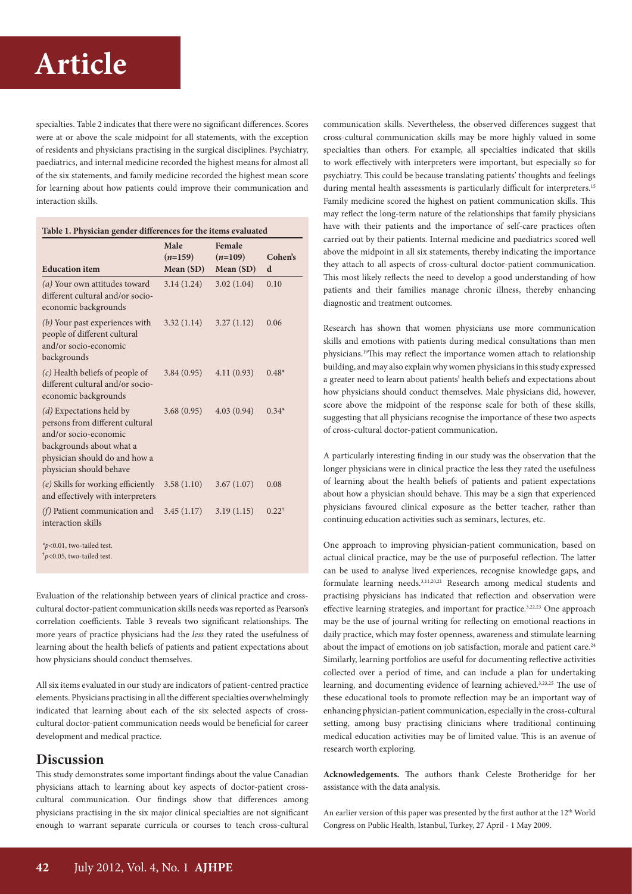specialties. Table 2 indicates that there were no significant differences. Scores were at or above the scale midpoint for all statements, with the exception of residents and physicians practising in the surgical disciplines. Psychiatry, paediatrics, and internal medicine recorded the highest means for almost all of the six statements, and family medicine recorded the highest mean score for learning about how patients could improve their communication and interaction skills.

**Table 1. Physician gender differences for the items evaluated**

| Education item | Male ($n$=159) Mean (SD) | Female ($n$=109) Mean (SD) | Cohen's d |
|---|---|---|---|
| *(a)* Your own attitudes toward different cultural and/or socio-economic backgrounds | 3.14 (1.24) | 3.02 (1.04) | 0.10 |
| *(b)* Your past experiences with people of different cultural and/or socio-economic backgrounds | 3.32 (1.14) | 3.27 (1.12) | 0.06 |
| *(c)* Health beliefs of people of different cultural and/or socio-economic backgrounds | 3.84 (0.95) | 4.11 (0.93) | 0.48* |
| *(d)* Expectations held by persons from different cultural and/or socio-economic backgrounds about what a physician should do and how a physician should behave | 3.68 (0.95) | 4.03 (0.94) | 0.34* |
| *(e)* Skills for working efficiently and effectively with interpreters | 3.58 (1.10) | 3.67 (1.07) | 0.08 |
| *(f)* Patient communication and interaction skills | 3.45 (1.17) | 3.19 (1.15) | 0.22† |

*$p$<0.01, two-tailed test.
†$p$<0.05, two-tailed test.

Evaluation of the relationship between years of clinical practice and cross-cultural doctor-patient communication skills needs was reported as Pearson's correlation coefficients. Table 3 reveals two significant relationships. The more years of practice physicians had the *less* they rated the usefulness of learning about the health beliefs of patients and patient expectations about how physicians should conduct themselves.

All six items evaluated in our study are indicators of patient-centred practice elements. Physicians practising in all the different specialties overwhelmingly indicated that learning about each of the six selected aspects of cross-cultural doctor-patient communication needs would be beneficial for career development and medical practice.

## Discussion

This study demonstrates some important findings about the value Canadian physicians attach to learning about key aspects of doctor-patient cross-cultural communication. Our findings show that differences among physicians practising in the six major clinical specialties are not significant enough to warrant separate curricula or courses to teach cross-cultural communication skills. Nevertheless, the observed differences suggest that cross-cultural communication skills may be more highly valued in some specialties than others. For example, all specialties indicated that skills to work effectively with interpreters were important, but especially so for psychiatry. This could be because translating patients' thoughts and feelings during mental health assessments is particularly difficult for interpreters.[15] Family medicine scored the highest on patient communication skills. This may reflect the long-term nature of the relationships that family physicians have with their patients and the importance of self-care practices often carried out by their patients. Internal medicine and paediatrics scored well above the midpoint in all six statements, thereby indicating the importance they attach to all aspects of cross-cultural doctor-patient communication. This most likely reflects the need to develop a good understanding of how patients and their families manage chronic illness, thereby enhancing diagnostic and treatment outcomes.

Research has shown that women physicians use more communication skills and emotions with patients during medical consultations than men physicians.[19] This may reflect the importance women attach to relationship building, and may also explain why women physicians in this study expressed a greater need to learn about patients' health beliefs and expectations about how physicians should conduct themselves. Male physicians did, however, score above the midpoint of the response scale for both of these skills, suggesting that all physicians recognise the importance of these two aspects of cross-cultural doctor-patient communication.

A particularly interesting finding in our study was the observation that the longer physicians were in clinical practice the less they rated the usefulness of learning about the health beliefs of patients and patient expectations about how a physician should behave. This may be a sign that experienced physicians favoured clinical exposure as the better teacher, rather than continuing education activities such as seminars, lectures, etc.

One approach to improving physician-patient communication, based on actual clinical practice, may be the use of purposeful reflection. The latter can be used to analyse lived experiences, recognise knowledge gaps, and formulate learning needs.[3,11,20,21] Research among medical students and practising physicians has indicated that reflection and observation were effective learning strategies, and important for practice.[3,22,23] One approach may be the use of journal writing for reflecting on emotional reactions in daily practice, which may foster openness, awareness and stimulate learning about the impact of emotions on job satisfaction, morale and patient care.[24] Similarly, learning portfolios are useful for documenting reflective activities collected over a period of time, and can include a plan for undertaking learning, and documenting evidence of learning achieved.[3,23,25] The use of these educational tools to promote reflection may be an important way of enhancing physician-patient communication, especially in the cross-cultural setting, among busy practising clinicians where traditional continuing medical education activities may be of limited value. This is an avenue of research worth exploring.

**Acknowledgements.** The authors thank Celeste Brotheridge for her assistance with the data analysis.

An earlier version of this paper was presented by the first author at the 12th World Congress on Public Health, Istanbul, Turkey, 27 April - 1 May 2009.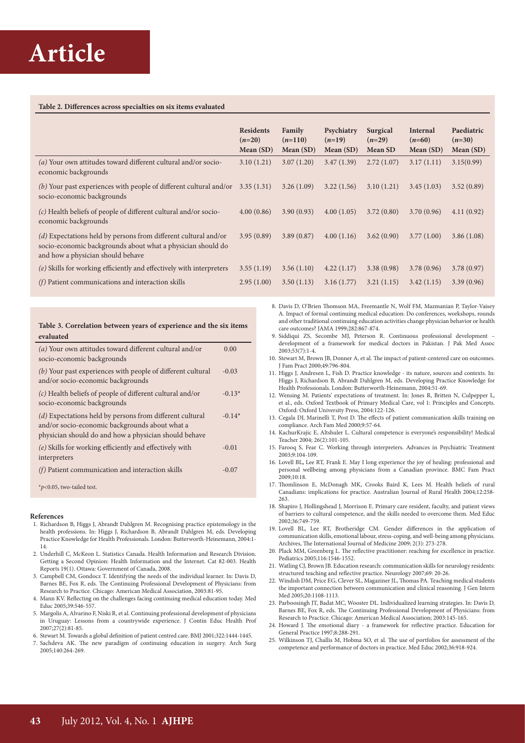**Table 2. Differences across specialties on six items evaluated**

| | Residents (*n*=20) Mean (SD) | Family (*n*=110) Mean (SD) | Psychiatry (*n*=19) Mean (SD) | Surgical (*n*=29) Mean SD | Internal (*n*=60) Mean (SD) | Paediatric (*n*=30) Mean (SD) |
|---|---|---|---|---|---|---|
| *(a)* Your own attitudes toward different cultural and/or socio-economic backgrounds | 3.10 (1.21) | 3.07 (1.20) | 3.47 (1.39) | 2.72 (1.07) | 3.17 (1.11) | 3.15(0.99) |
| *(b)* Your past experiences with people of different cultural and/or socio-economic backgrounds | 3.35 (1.31) | 3.26 (1.09) | 3.22 (1.56) | 3.10 (1.21) | 3.45 (1.03) | 3.52 (0.89) |
| *(c)* Health beliefs of people of different cultural and/or socio-economic backgrounds | 4.00 (0.86) | 3.90 (0.93) | 4.00 (1.05) | 3.72 (0.80) | 3.70 (0.96) | 4.11 (0.92) |
| *(d)* Expectations held by persons from different cultural and/or socio-economic backgrounds about what a physician should do and how a physician should behave | 3.95 (0.89) | 3.89 (0.87) | 4.00 (1.16) | 3.62 (0.90) | 3.77 (1.00) | 3.86 (1.08) |
| *(e)* Skills for working efficiently and effectively with interpreters | 3.55 (1.19) | 3.56 (1.10) | 4.22 (1.17) | 3.38 (0.98) | 3.78 (0.96) | 3.78 (0.97) |
| *(f)* Patient communications and interaction skills | 2.95 (1.00) | 3.50 (1.13) | 3.16 (1.77) | 3.21 (1.15) | 3.42 (1.15) | 3.39 (0.96) |

**Table 3. Correlation between years of experience and the six items evaluated**

| | |
|---|---|
| *(a)* Your own attitudes toward different cultural and/or socio-economic backgrounds | 0.00 |
| *(b)* Your past experiences with people of different cultural and/or socio-economic backgrounds | -0.03 |
| *(c)* Health beliefs of people of different cultural and/or socio-economic backgrounds | -0.13* |
| *(d)* Expectations held by persons from different cultural and/or socio-economic backgrounds about what a physician should do and how a physician should behave | -0.14* |
| *(e)* Skills for working efficiently and effectively with interpreters | -0.01 |
| *(f)* Patient communication and interaction skills | -0.07 |

*$p<0.05$, two-tailed test.

**References**

1. Richardson B, Higgs J, Abrandt Dahlgren M. Recognising practice epistemology in the health professions. In: Higgs J, Richardson B, Abrandt Dahlgren M, eds. Developing Practice Knowledge for Health Professionals. London: Butterworth-Heinemann, 2004:1-14.
2. Underhill C, McKeon L. Statistics Canada. Health Information and Research Division. Getting a Second Opinion: Health Information and the Internet. Cat 82-003. Health Reports 19(1). Ottawa: Government of Canada, 2008.
3. Campbell CM, Gondocz T. Identifying the needs of the individual learner. In: Davis D, Barnes BE, Fox R, eds. The Continuing Professional Development of Physicians: from Research to Practice. Chicago: American Medical Association, 2003:81-95.
4. Mann KV. Reflecting on the challenges facing continuing medical education today. Med Educ 2005;39:546-557.
5. Margolis A, Alvarino F, Niski R, et al. Continuing professional development of physicians in Uruguay: Lessons from a countrywide experience. J Contin Educ Health Prof 2007;27(2):81-85.
6. Stewart M. Towards a global definition of patient centred care. BMJ 2001;322:1444-1445.
7. Sachdeva AK. The new paradigm of continuing education in surgery. Arch Surg 2005;140:264-269.
8. Davis D, O'Brien Thomson MA, Freemantle N, Wolf FM, Mazmanian P, Taylor-Vaisey A. Impact of formal continuing medical education: Do conferences, workshops, rounds and other traditional continuing education activities change physician behavior or health care outcomes? JAMA 1999;282:867-874.
9. Siddiqui ZS, Secombe MJ, Peterson R. Continuous professional development – development of a framework for medical doctors in Pakistan. J Pak Med Assoc 2003;53(7):1-4.
10. Stewart M, Brown JB, Donner A, et al. The impact of patient-centered care on outcomes. J Fam Pract 2000;49:796-804.
11. Higgs J, Andresen L, Fish D. Practice knowledge - its nature, sources and contexts. In: Higgs J, Richardson B, Abrandt Dahlgren M, eds. Developing Practice Knowledge for Health Professionals. London: Butterworth-Heinemann, 2004:51-69.
12. Wensing M. Patients' expectations of treatment. In: Jones R, Britten N, Culpepper L, et al., eds. Oxford Textbook of Primary Medical Care, vol 1: Principles and Concepts. Oxford: Oxford University Press, 2004:122-126.
13. Cegala DJ, Marinelli T, Post D. The effects of patient communication skills training on compliance. Arch Fam Med 2000;9:57-64.
14. KachurKrajic E, Altshuler L. Cultural competence is everyone's responsibility! Medical Teacher 2004; 26(2):101-105.
15. Farooq S, Fear C. Working through interpreters. Advances in Psychiatric Treatment 2003;9:104-109.
16. Lovell BL, Lee RT, Frank E. May I long experience the joy of healing: professional and personal wellbeing among physicians from a Canadian province. BMC Fam Pract 2009;10:18.
17. Thomlinson E, McDonagh MK, Crooks Baird K, Lees M. Health beliefs of rural Canadians: implications for practice. Australian Journal of Rural Health 2004;12:258-263.
18. Shapiro J, Hollingshead J, Morrison E. Primary care resident, faculty, and patient views of barriers to cultural competence, and the skills needed to overcome them. Med Educ 2002;36:749-759.
19. Lovell BL, Lee RT, Brotheridge CM. Gender differences in the application of communication skills, emotional labour, stress-coping, and well-being among physicians. Archives, The International Journal of Medicine 2009; 2(3): 273-278.
20. Plack MM, Greenberg L. The reflective practitioner: reaching for excellence in practice. Pediatrics 2005;116:1546-1552.
21. Watling CJ, Brown JB. Education research: communication skills for neurology residents: structured teaching and reflective practice. Neurology 2007;69: 20-26.
22. Windish DM, Price EG, Clever SL, Magaziner JL, Thomas PA. Teaching medical students the important connection between communication and clinical reasoning. J Gen Intern Med 2005;20:1108-1113.
23. Parboosingh JT, Badat MC, Wooster DL. Individualized learning strategies. In: Davis D, Barnes BE, Fox R, eds. The Continuing Professional Development of Physicians: from Research to Practice. Chicago: American Medical Association; 2003:145-165.
24. Howard J. The emotional diary - a framework for reflective practice. Education for General Practice 1997;8:288-291.
25. Wilkinson TJ, Challis M, Hobma SO, et al. The use of portfolios for assessment of the competence and performance of doctors in practice. Med Educ 2002;36:918-924.